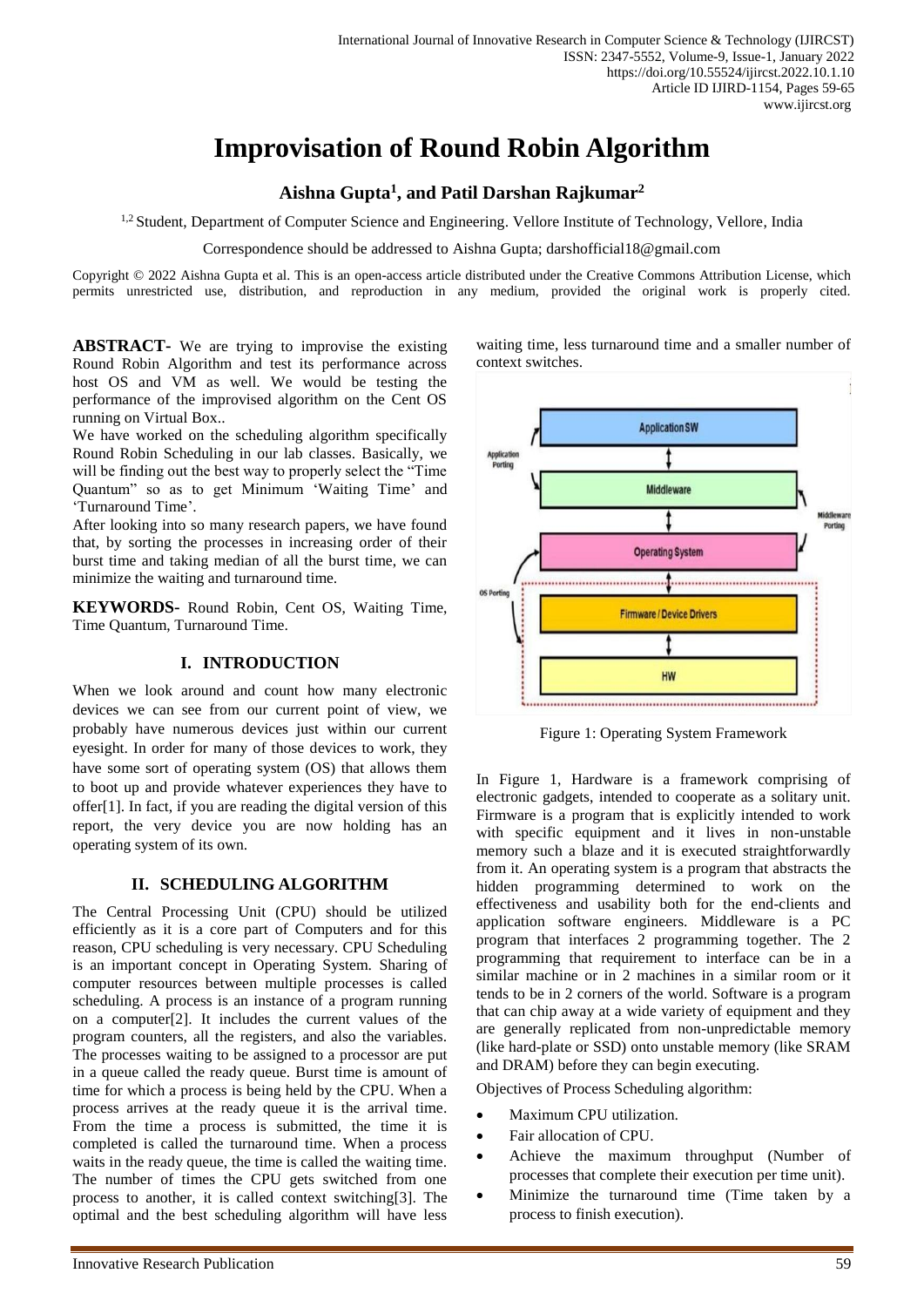# Improvisation of Round Robin Algorithm

**Aishna Gupta[1], and Patil Darshan Rajkumar[2]**

[1,2] Student, Department of Computer Science and Engineering. Vellore Institute of Technology, Vellore, India

Correspondence should be addressed to Aishna Gupta; darshofficial18@gmail.com

Copyright © 2022 Aishna Gupta et al. This is an open-access article distributed under the Creative Commons Attribution License, which permits unrestricted use, distribution, and reproduction in any medium, provided the original work is properly cited.

**ABSTRACT-** We are trying to improvise the existing Round Robin Algorithm and test its performance across host OS and VM as well. We would be testing the performance of the improvised algorithm on the Cent OS running on Virtual Box..

We have worked on the scheduling algorithm specifically Round Robin Scheduling in our lab classes. Basically, we will be finding out the best way to properly select the "Time Quantum" so as to get Minimum 'Waiting Time' and 'Turnaround Time'.

After looking into so many research papers, we have found that, by sorting the processes in increasing order of their burst time and taking median of all the burst time, we can minimize the waiting and turnaround time.

**KEYWORDS-** Round Robin, Cent OS, Waiting Time, Time Quantum, Turnaround Time.

## I. INTRODUCTION

When we look around and count how many electronic devices we can see from our current point of view, we probably have numerous devices just within our current eyesight. In order for many of those devices to work, they have some sort of operating system (OS) that allows them to boot up and provide whatever experiences they have to offer[1]. In fact, if you are reading the digital version of this report, the very device you are now holding has an operating system of its own.

## II. SCHEDULING ALGORITHM

The Central Processing Unit (CPU) should be utilized efficiently as it is a core part of Computers and for this reason, CPU scheduling is very necessary. CPU Scheduling is an important concept in Operating System. Sharing of computer resources between multiple processes is called scheduling. A process is an instance of a program running on a computer[2]. It includes the current values of the program counters, all the registers, and also the variables. The processes waiting to be assigned to a processor are put in a queue called the ready queue. Burst time is amount of time for which a process is being held by the CPU. When a process arrives at the ready queue it is the arrival time. From the time a process is submitted, the time it is completed is called the turnaround time. When a process waits in the ready queue, the time is called the waiting time. The number of times the CPU gets switched from one process to another, it is called context switching[3]. The optimal and the best scheduling algorithm will have less waiting time, less turnaround time and a smaller number of context switches.

Figure 1: Operating System Framework

In Figure 1, Hardware is a framework comprising of electronic gadgets, intended to cooperate as a solitary unit. Firmware is a program that is explicitly intended to work with specific equipment and it lives in non-unstable memory such a blaze and it is executed straightforwardly from it. An operating system is a program that abstracts the hidden programming determined to work on the effectiveness and usability both for the end-clients and application software engineers. Middleware is a PC program that interfaces 2 programming together. The 2 programming that requirement to interface can be in a similar machine or in 2 machines in a similar room or it tends to be in 2 corners of the world. Software is a program that can chip away at a wide variety of equipment and they are generally replicated from non-unpredictable memory (like hard-plate or SSD) onto unstable memory (like SRAM and DRAM) before they can begin executing.

Objectives of Process Scheduling algorithm:

- Maximum CPU utilization.
- Fair allocation of CPU.
- Achieve the maximum throughput (Number of processes that complete their execution per time unit).
- Minimize the turnaround time (Time taken by a process to finish execution).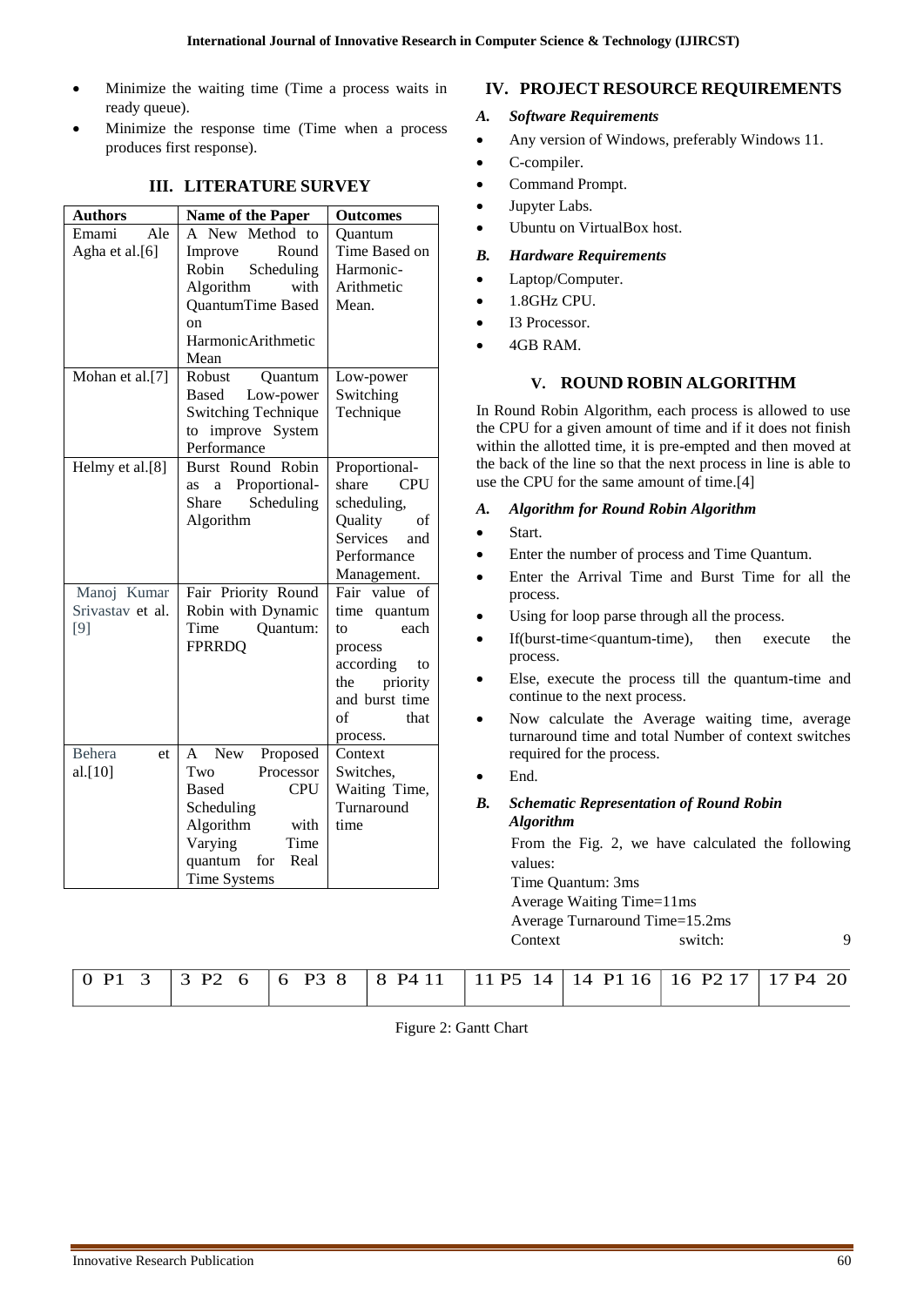- Minimize the waiting time (Time a process waits in ready queue).
- Minimize the response time (Time when a process produces first response).

## III. LITERATURE SURVEY

| Authors | Name of the Paper | Outcomes |
|---|---|---|
| Emami Ale Agha et al.[6] | A New Method to Improve Round Robin Scheduling Algorithm with QuantumTime Based on HarmonicArithmetic Mean | Quantum Time Based on Harmonic-Arithmetic Mean. |
| Mohan et al.[7] | Robust Quantum Based Low-power Switching Technique to improve System Performance | Low-power Switching Technique |
| Helmy et al.[8] | Burst Round Robin as a Proportional-Share Scheduling Algorithm | Proportional-share CPU scheduling, Quality of Services and Performance Management. |
| Manoj Kumar Srivastav et al. [9] | Fair Priority Round Robin with Dynamic Time Quantum: FPRRDQ | Fair value of time quantum to each process according to the priority and burst time of that process. |
| Behera et al.[10] | A New Proposed Two Processor Based CPU Scheduling Algorithm with Varying Time quantum for Real Time Systems | Context Switches, Waiting Time, Turnaround time |

## IV. PROJECT RESOURCE REQUIREMENTS

### *A. Software Requirements*

- Any version of Windows, preferably Windows 11.
- C-compiler.
- Command Prompt.
- Jupyter Labs.
- Ubuntu on VirtualBox host.

### *B. Hardware Requirements*

- Laptop/Computer.
- 1.8GHz CPU.
- I3 Processor.
- 4GB RAM.

## V. ROUND ROBIN ALGORITHM

In Round Robin Algorithm, each process is allowed to use the CPU for a given amount of time and if it does not finish within the allotted time, it is pre-empted and then moved at the back of the line so that the next process in line is able to use the CPU for the same amount of time.[4]

### *A. Algorithm for Round Robin Algorithm*

- Start.
- Enter the number of process and Time Quantum.
- Enter the Arrival Time and Burst Time for all the process.
- Using for loop parse through all the process.
- If(burst-time<quantum-time), then execute the process.
- Else, execute the process till the quantum-time and continue to the next process.
- Now calculate the Average waiting time, average turnaround time and total Number of context switches required for the process.
- End.

### *B. Schematic Representation of Round Robin Algorithm*

From the Fig. 2, we have calculated the following values:

Time Quantum: 3ms

Average Waiting Time=11ms

Average Turnaround Time=15.2ms

Context switch: 9

| 0 P1 3 | 3 P2 6 | 6 P3 8 | 8 P4 11 | 11 P5 14 | 14 P1 16 | 16 P2 17 | 17 P4 20 |
|---|---|---|---|---|---|---|---|

Figure 2: Gantt Chart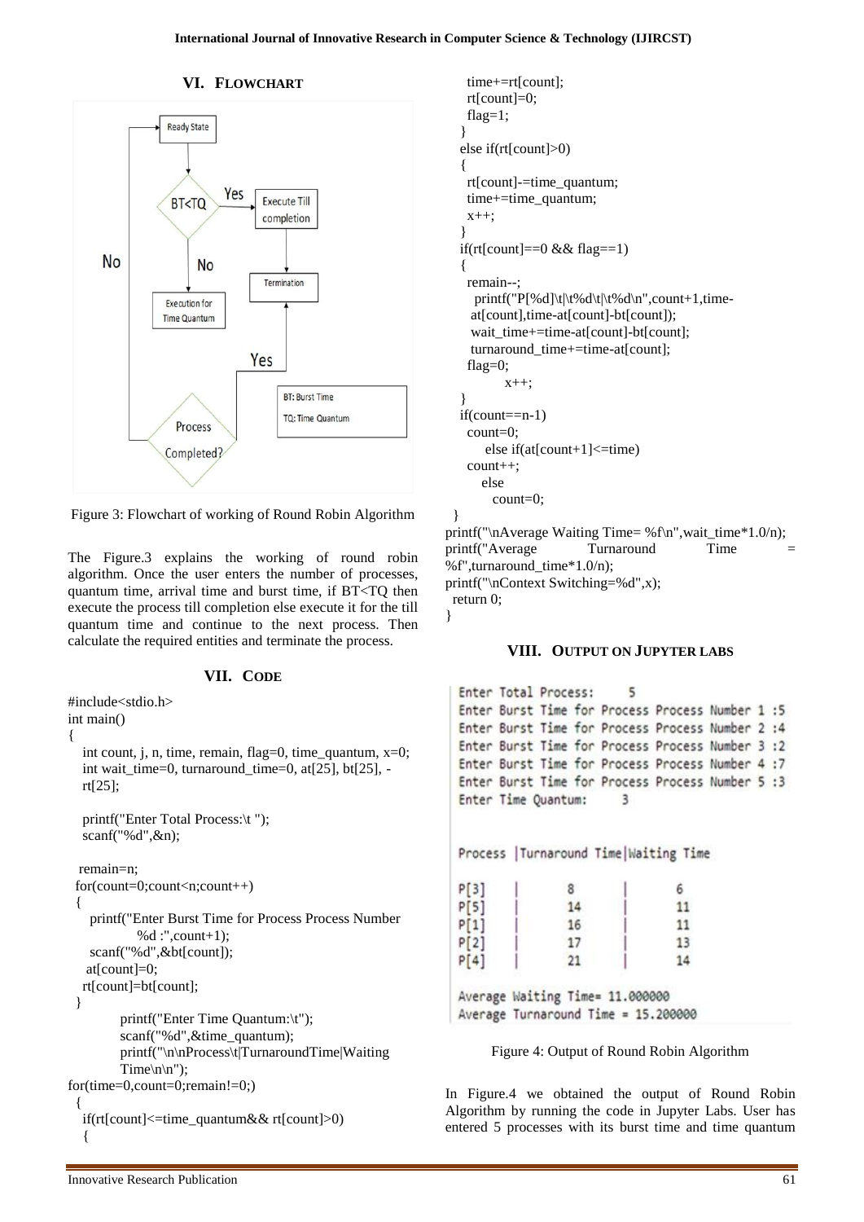## VI. FLOWCHART

Figure 3: Flowchart of working of Round Robin Algorithm

The Figure.3 explains the working of round robin algorithm. Once the user enters the number of processes, quantum time, arrival time and burst time, if BT<TQ then execute the process till completion else execute it for the till quantum time and continue to the next process. Then calculate the required entities and terminate the process.

## VII. CODE

```
#include<stdio.h>
int main()
{
   int count, j, n, time, remain, flag=0, time_quantum, x=0;
   int wait_time=0, turnaround_time=0, at[25], bt[25], -
   rt[25];

   printf("Enter Total Process:\t ");
   scanf("%d",&n);

  remain=n;
 for(count=0;count<n;count++)
 {
    printf("Enter Burst Time for Process Process Number
          %d :",count+1);
    scanf("%d",&bt[count]);
   at[count]=0;
   rt[count]=bt[count];
 }
         printf("Enter Time Quantum:\t");
         scanf("%d",&time_quantum);
         printf("\n\nProcess\t|TurnaroundTime|Waiting
         Time\n\n");
for(time=0,count=0;remain!=0;)
 {
   if(rt[count]<=time_quantum&& rt[count]>0)
   {
     time+=rt[count];
     rt[count]=0;
     flag=1;
   }
   else if(rt[count]>0)
   {
     rt[count]-=time_quantum;
     time+=time_quantum;
     x++;
   }
   if(rt[count]==0 && flag==1)
   {
     remain--;
      printf("P[%d]\t|\t%d\t|\t%d\n",count+1,time-
     at[count],time-at[count]-bt[count]);
     wait_time+=time-at[count]-bt[count];
     turnaround_time+=time-at[count];
     flag=0;
           x++;
   }
   if(count==n-1)
     count=0;
       else if(at[count+1]<=time)
     count++;
       else
         count=0;
 }
printf("\nAverage Waiting Time= %f\n",wait_time*1.0/n);
printf("Average Turnaround Time = %f",turnaround_time*1.0/n);
printf("\nContext Switching=%d",x);
  return 0;
}
```

## VIII. OUTPUT ON JUPYTER LABS

```
Enter Total Process:     5
Enter Burst Time for Process Process Number 1 :5
Enter Burst Time for Process Process Number 2 :4
Enter Burst Time for Process Process Number 3 :2
Enter Burst Time for Process Process Number 4 :7
Enter Burst Time for Process Process Number 5 :3
Enter Time Quantum:     3


Process |Turnaround Time|Waiting Time

P[3]    |       8       |       6
P[5]    |       14      |       11
P[1]    |       16      |       11
P[2]    |       17      |       13
P[4]    |       21      |       14

Average Waiting Time= 11.000000
Average Turnaround Time = 15.200000
```

Figure 4: Output of Round Robin Algorithm

In Figure.4 we obtained the output of Round Robin Algorithm by running the code in Jupyter Labs. User has entered 5 processes with its burst time and time quantum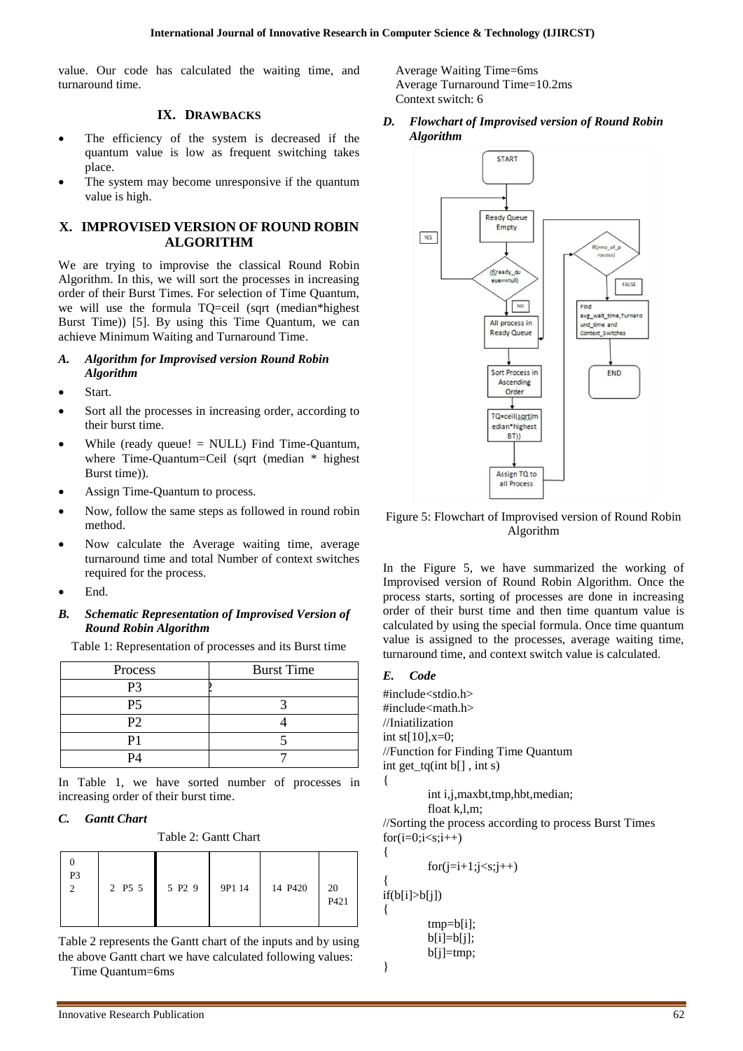value. Our code has calculated the waiting time, and turnaround time.

## IX. DRAWBACKS

- The efficiency of the system is decreased if the quantum value is low as frequent switching takes place.
- The system may become unresponsive if the quantum value is high.

## X. IMPROVISED VERSION OF ROUND ROBIN ALGORITHM

We are trying to improvise the classical Round Robin Algorithm. In this, we will sort the processes in increasing order of their Burst Times. For selection of Time Quantum, we will use the formula TQ=ceil (sqrt (median*highest Burst Time)) [5]. By using this Time Quantum, we can achieve Minimum Waiting and Turnaround Time.

### A. *Algorithm for Improvised version Round Robin Algorithm*

- Start.
- Sort all the processes in increasing order, according to their burst time.
- While (ready queue! = NULL) Find Time-Quantum, where Time-Quantum=Ceil (sqrt (median * highest Burst time)).
- Assign Time-Quantum to process.
- Now, follow the same steps as followed in round robin method.
- Now calculate the Average waiting time, average turnaround time and total Number of context switches required for the process.
- End.

### B. *Schematic Representation of Improvised Version of Round Robin Algorithm*

Table 1: Representation of processes and its Burst time

| Process | Burst Time |
|---|---|
| P3 | 2 |
| P5 | 3 |
| P2 | 4 |
| P1 | 5 |
| P4 | 7 |

In Table 1, we have sorted number of processes in increasing order of their burst time.

### C. *Gantt Chart*

Table 2: Gantt Chart

| 0 P3 2 | 2 P5 5 | 5 P2 9 | 9P1 14 | 14 P420 | 20 P421 |
|---|---|---|---|---|---|

Table 2 represents the Gantt chart of the inputs and by using the above Gantt chart we have calculated following values:

Time Quantum=6ms
Average Waiting Time=6ms
Average Turnaround Time=10.2ms
Context switch: 6

### D. *Flowchart of Improvised version of Round Robin Algorithm*

Figure 5: Flowchart of Improvised version of Round Robin Algorithm

In the Figure 5, we have summarized the working of Improvised version of Round Robin Algorithm. Once the process starts, sorting of processes are done in increasing order of their burst time and then time quantum value is calculated by using the special formula. Once time quantum value is assigned to the processes, average waiting time, turnaround time, and context switch value is calculated.

### E. *Code*

```
#include<stdio.h>
#include<math.h>
//Iniatilization
int st[10],x=0;
//Function for Finding Time Quantum
int get_tq(int b[] , int s)
{
        int i,j,maxbt,tmp,hbt,median;
        float k,l,m;
//Sorting the process according to process Burst Times
for(i=0;i<s;i++)
{
        for(j=i+1;j<s;j++)
{
if(b[i]>b[j])
{
        tmp=b[i];
        b[i]=b[j];
        b[j]=tmp;
}
```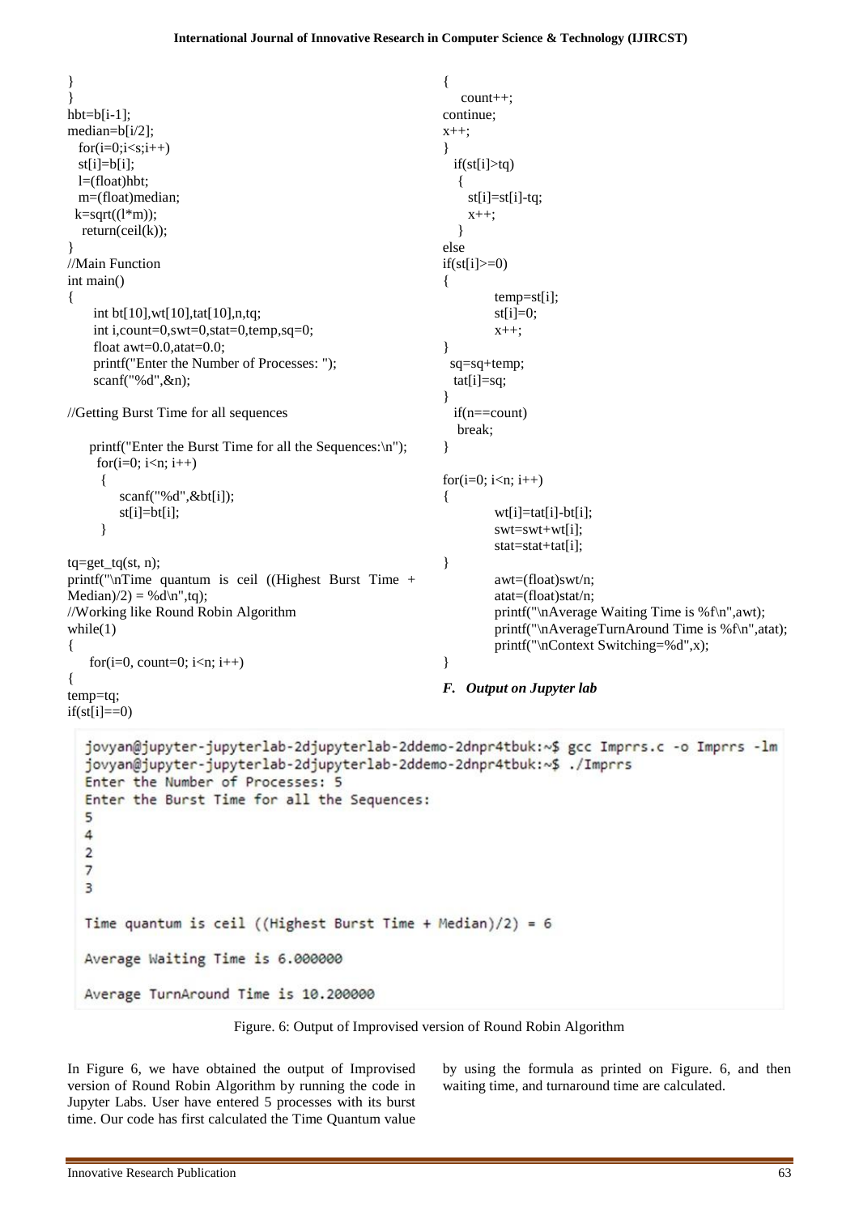```
}
}
hbt=b[i-1];
median=b[i/2];
  for(i=0;i<s;i++)
  st[i]=b[i];
  l=(float)hbt;
  m=(float)median;
 k=sqrt((l*m));
   return(ceil(k));
}
//Main Function
int main()
{
     int bt[10],wt[10],tat[10],n,tq;
     int i,count=0,swt=0,stat=0,temp,sq=0;
     float awt=0.0,atat=0.0;
     printf("Enter the Number of Processes: ");
     scanf("%d",&n);

//Getting Burst Time for all sequences

    printf("Enter the Burst Time for all the Sequences:\n");
     for(i=0; i<n; i++)
      {
          scanf("%d",&bt[i]);
          st[i]=bt[i];
      }

tq=get_tq(st, n);
printf("\nTime quantum is ceil ((Highest Burst Time + Median)/2) = %d\n",tq);
//Working like Round Robin Algorithm
while(1)
{
    for(i=0, count=0; i<n; i++)
{
temp=tq;
if(st[i]==0)
{
    count++;
continue;
x++;
}
  if(st[i]>tq)
   {
     st[i]=st[i]-tq;
     x++;
   }
else
if(st[i]>=0)
{
          temp=st[i];
          st[i]=0;
          x++;
}
  sq=sq+temp;
  tat[i]=sq;
}
  if(n==count)
   break;
}

for(i=0; i<n; i++)
{
          wt[i]=tat[i]-bt[i];
          swt=swt+wt[i];
          stat=stat+tat[i];
}
          awt=(float)swt/n;
          atat=(float)stat/n;
          printf("\nAverage Waiting Time is %f\n",awt);
          printf("\nAverageTurnAround Time is %f\n",atat);
          printf("\nContext Switching=%d",x);
}
```

### *F. Output on Jupyter lab*

```
jovyan@jupyter-jupyterlab-2djupyterlab-2ddemo-2dnpr4tbuk:~$ gcc Imprrs.c -o Imprrs -lm
jovyan@jupyter-jupyterlab-2djupyterlab-2ddemo-2dnpr4tbuk:~$ ./Imprrs
Enter the Number of Processes: 5
Enter the Burst Time for all the Sequences:
5
4
2
7
3

Time quantum is ceil ((Highest Burst Time + Median)/2) = 6

Average Waiting Time is 6.000000

Average TurnAround Time is 10.200000
```

Figure. 6: Output of Improvised version of Round Robin Algorithm

In Figure 6, we have obtained the output of Improvised version of Round Robin Algorithm by running the code in Jupyter Labs. User have entered 5 processes with its burst time. Our code has first calculated the Time Quantum value by using the formula as printed on Figure. 6, and then waiting time, and turnaround time are calculated.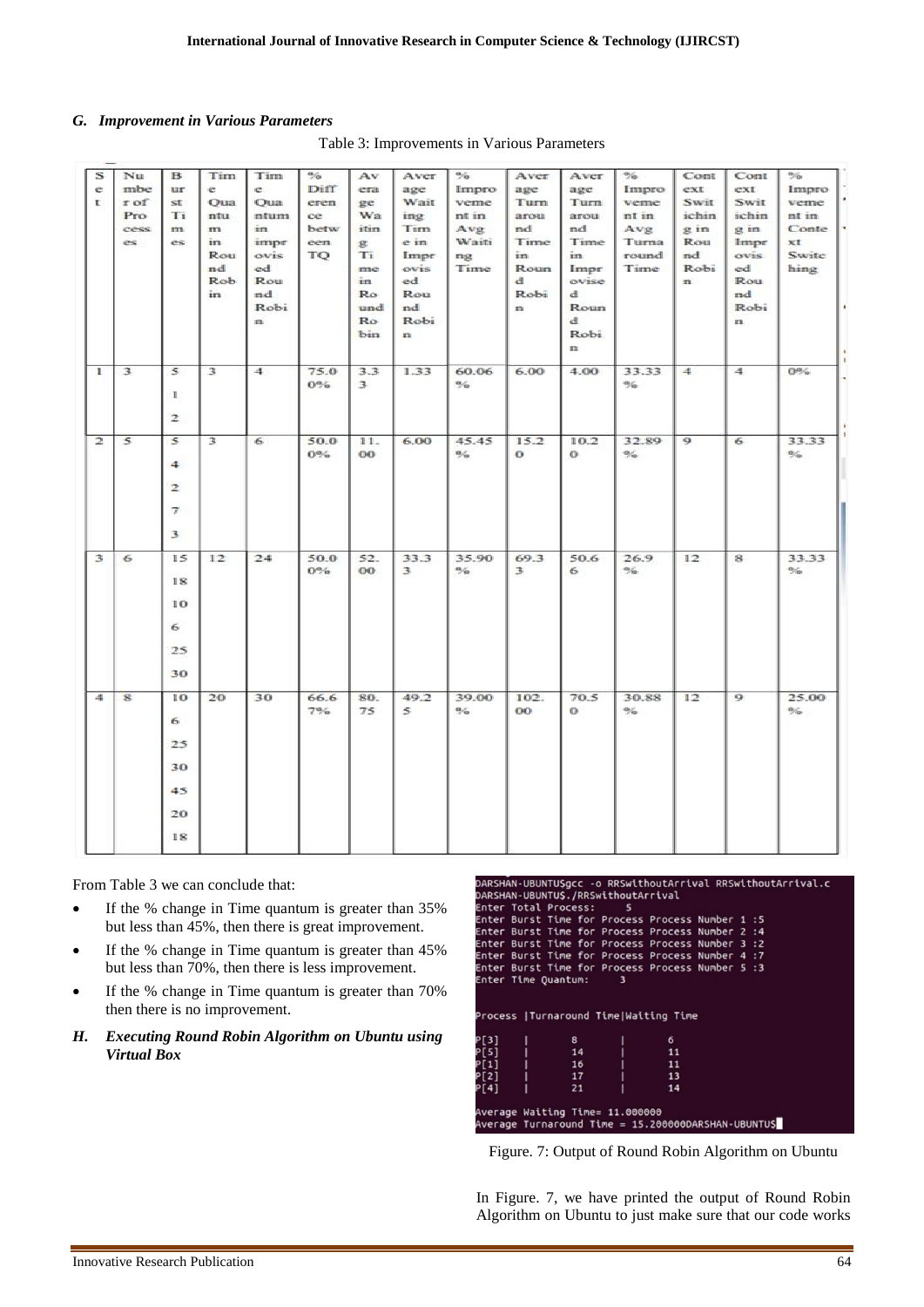### G. *Improvement in Various Parameters*

Table 3: Improvements in Various Parameters

| Set | Number of Processes | Burst Times | Time Quantum in Round Robin | Time Quantum in improvised Round Robin | % Difference between TQ | Average Waiting Time in Round Robin | Average Waiting Time in Improvised Round Robin | % Improvement in Avg Waiting Time | Average Turnaround Time in Round Robin | Average Turnaround Time in Improvised Round Robin | % Improvement in Avg Turnaround Time | Context Switching in Round Robin | Context Switching in Improvised Round Robin | % Improvement in Context Switching |
|---|---|---|---|---|---|---|---|---|---|---|---|---|---|---|
| 1 | 3 | 5 1 2 | 3 | 4 | 75.00% | 3.33 | 1.33 | 60.06 % | 6.00 | 4.00 | 33.33 % | 4 | 4 | 0% |
| 2 | 5 | 5 4 2 7 3 | 3 | 6 | 50.00% | 11.00 | 6.00 | 45.45 % | 15.20 | 10.20 | 32.89 % | 9 | 6 | 33.33 % |
| 3 | 6 | 15 18 10 6 25 30 | 12 | 24 | 50.00% | 52.00 | 33.33 | 35.90 % | 69.33 | 50.66 | 26.9 % | 12 | 8 | 33.33 % |
| 4 | 8 | 10 6 25 30 45 20 18 | 20 | 30 | 66.67% | 80.75 | 49.25 | 39.00 % | 102.00 | 70.50 | 30.88 % | 12 | 9 | 25.00 % |

From Table 3 we can conclude that:

- If the % change in Time quantum is greater than 35% but less than 45%, then there is great improvement.
- If the % change in Time quantum is greater than 45% but less than 70%, then there is less improvement.
- If the % change in Time quantum is greater than 70% then there is no improvement.

### H. *Executing Round Robin Algorithm on Ubuntu using Virtual Box*

```
DARSHAN-UBUNTU$gcc -o RRSwithoutArrival RRSwithoutArrival.c
DARSHAN-UBUNTU$./RRSwithoutArrival
Enter Total Process:     5
Enter Burst Time for Process Process Number 1 :5
Enter Burst Time for Process Process Number 2 :4
Enter Burst Time for Process Process Number 3 :2
Enter Burst Time for Process Process Number 4 :7
Enter Burst Time for Process Process Number 5 :3
Enter Time Quantum:      3

Process |Turnaround Time|Waiting Time

P[3]    |       8       |       6
P[5]    |       14      |       11
P[1]    |       16      |       11
P[2]    |       17      |       13
P[4]    |       21      |       14

Average Waiting Time= 11.000000
Average Turnaround Time = 15.200000DARSHAN-UBUNTU$
```

Figure. 7: Output of Round Robin Algorithm on Ubuntu

In Figure. 7, we have printed the output of Round Robin Algorithm on Ubuntu to just make sure that our code works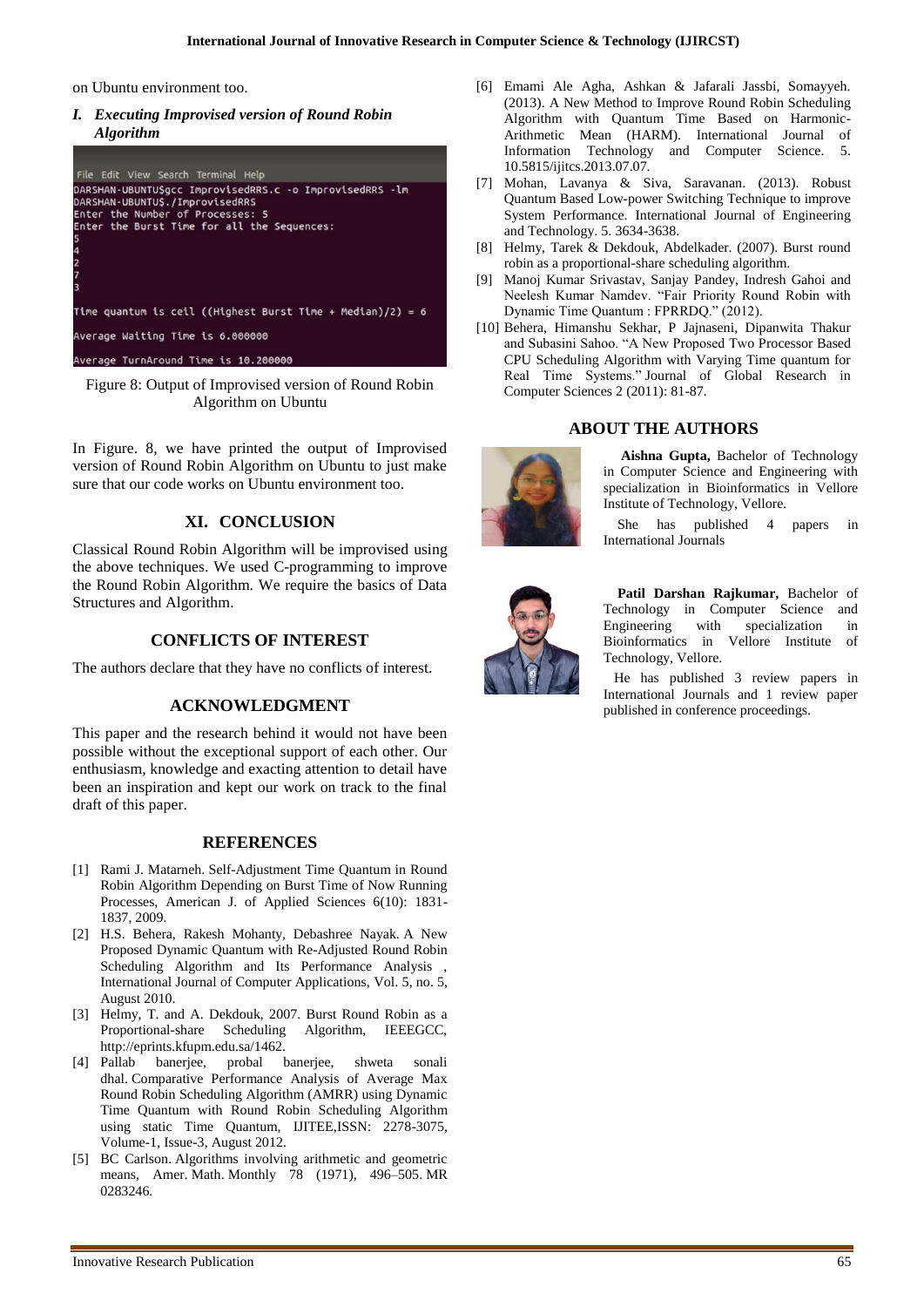on Ubuntu environment too.

### *I. Executing Improvised version of Round Robin Algorithm*

```
File Edit View Search Terminal Help
DARSHAN-UBUNTU$gcc ImprovisedRRS.c -o ImprovisedRRS -lm
DARSHAN-UBUNTU$./ImprovisedRRS
Enter the Number of Processes: 5
Enter the Burst Time for all the Sequences:
5
4
2
7
3

Time quantum is ceil ((Highest Burst Time + Median)/2) = 6

Average Waiting Time is 6.000000

Average TurnAround Time is 10.200000
```

Figure 8: Output of Improvised version of Round Robin Algorithm on Ubuntu

In Figure. 8, we have printed the output of Improvised version of Round Robin Algorithm on Ubuntu to just make sure that our code works on Ubuntu environment too.

## XI. CONCLUSION

Classical Round Robin Algorithm will be improvised using the above techniques. We used C-programming to improve the Round Robin Algorithm. We require the basics of Data Structures and Algorithm.

## CONFLICTS OF INTEREST

The authors declare that they have no conflicts of interest.

## ACKNOWLEDGMENT

This paper and the research behind it would not have been possible without the exceptional support of each other. Our enthusiasm, knowledge and exacting attention to detail have been an inspiration and kept our work on track to the final draft of this paper.

## REFERENCES

[1] Rami J. Matarneh. Self-Adjustment Time Quantum in Round Robin Algorithm Depending on Burst Time of Now Running Processes, American J. of Applied Sciences 6(10): 1831-1837, 2009.

[2] H.S. Behera, Rakesh Mohanty, Debashree Nayak. A New Proposed Dynamic Quantum with Re-Adjusted Round Robin Scheduling Algorithm and Its Performance Analysis , International Journal of Computer Applications, Vol. 5, no. 5, August 2010.

[3] Helmy, T. and A. Dekdouk, 2007. Burst Round Robin as a Proportional-share Scheduling Algorithm, IEEEGCC, http://eprints.kfupm.edu.sa/1462.

[4] Pallab banerjee, probal banerjee, shweta sonali dhal. Comparative Performance Analysis of Average Max Round Robin Scheduling Algorithm (AMRR) using Dynamic Time Quantum with Round Robin Scheduling Algorithm using static Time Quantum, IJITEE,ISSN: 2278-3075, Volume-1, Issue-3, August 2012.

[5] BC Carlson. Algorithms involving arithmetic and geometric means, Amer. Math. Monthly 78 (1971), 496–505. MR 0283246.

[6] Emami Ale Agha, Ashkan & Jafarali Jassbi, Somayyeh. (2013). A New Method to Improve Round Robin Scheduling Algorithm with Quantum Time Based on Harmonic-Arithmetic Mean (HARM). International Journal of Information Technology and Computer Science. 5. 10.5815/ijitcs.2013.07.07.

[7] Mohan, Lavanya & Siva, Saravanan. (2013). Robust Quantum Based Low-power Switching Technique to improve System Performance. International Journal of Engineering and Technology. 5. 3634-3638.

[8] Helmy, Tarek & Dekdouk, Abdelkader. (2007). Burst round robin as a proportional-share scheduling algorithm.

[9] Manoj Kumar Srivastav, Sanjay Pandey, Indresh Gahoi and Neelesh Kumar Namdev. "Fair Priority Round Robin with Dynamic Time Quantum : FPRRDQ." (2012).

[10] Behera, Himanshu Sekhar, P Jajnaseni, Dipanwita Thakur and Subasini Sahoo. "A New Proposed Two Processor Based CPU Scheduling Algorithm with Varying Time quantum for Real Time Systems." Journal of Global Research in Computer Sciences 2 (2011): 81-87.

## ABOUT THE AUTHORS

**Aishna Gupta,** Bachelor of Technology in Computer Science and Engineering with specialization in Bioinformatics in Vellore Institute of Technology, Vellore.

She has published 4 papers in International Journals

**Patil Darshan Rajkumar,** Bachelor of Technology in Computer Science and Engineering with specialization in Bioinformatics in Vellore Institute of Technology, Vellore.

He has published 3 review papers in International Journals and 1 review paper published in conference proceedings.